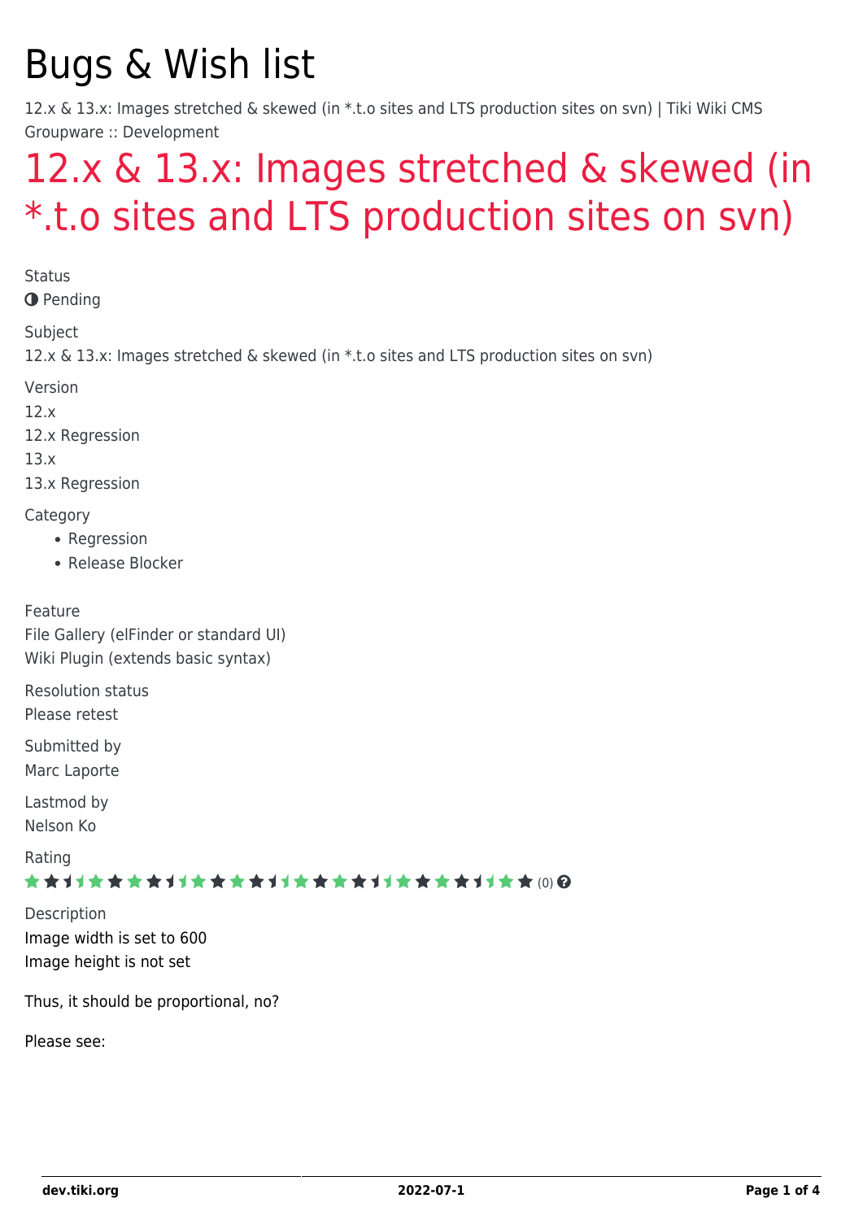# Bugs & Wish list

12.x & 13.x: Images stretched & skewed (in *.t.o sites and LTS production sites on svn) | Tiki Wiki CMS Groupware :: Development

## 12.x & 13.x: Images stretched & skewed (in *.t.o sites and LTS production sites on svn)

Status

Pending

Subject

12.x & 13.x: Images stretched & skewed (in *.t.o sites and LTS production sites on svn)

Version

12.x

12.x Regression

13.x

13.x Regression

Category

- Regression
- Release Blocker

Feature

File Gallery (elFinder or standard UI)

Wiki Plugin (extends basic syntax)

Resolution status

Please retest

Submitted by

Marc Laporte

Lastmod by

Nelson Ko

Rating

(0)

Description

Image width is set to 600

Image height is not set

Thus, it should be proportional, no?

Please see: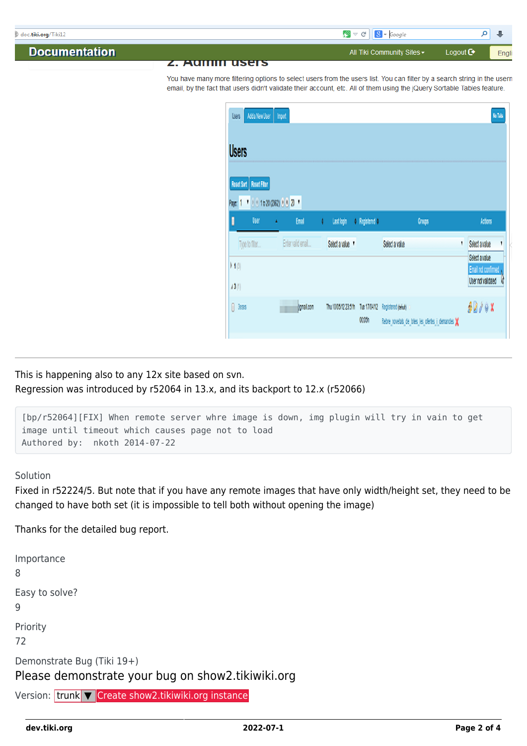This is happening also to any 12x site based on svn.
Regression was introduced by r52064 in 13.x, and its backport to 12.x (r52066)

```
[bp/r52064][FIX] When remote server whre image is down, img plugin will try in vain to get
image until timeout which causes page not to load
Authored by:  nkoth 2014-07-22
```

Solution

Fixed in r52224/5. But note that if you have any remote images that have only width/height set, they need to be changed to have both set (it is impossible to tell both without opening the image)

Thanks for the detailed bug report.

Importance

8

Easy to solve?

9

Priority

72

Demonstrate Bug (Tiki 19+)

Please demonstrate your bug on show2.tikiwiki.org

Version: trunk ▼ Create show2.tikiwiki.org instance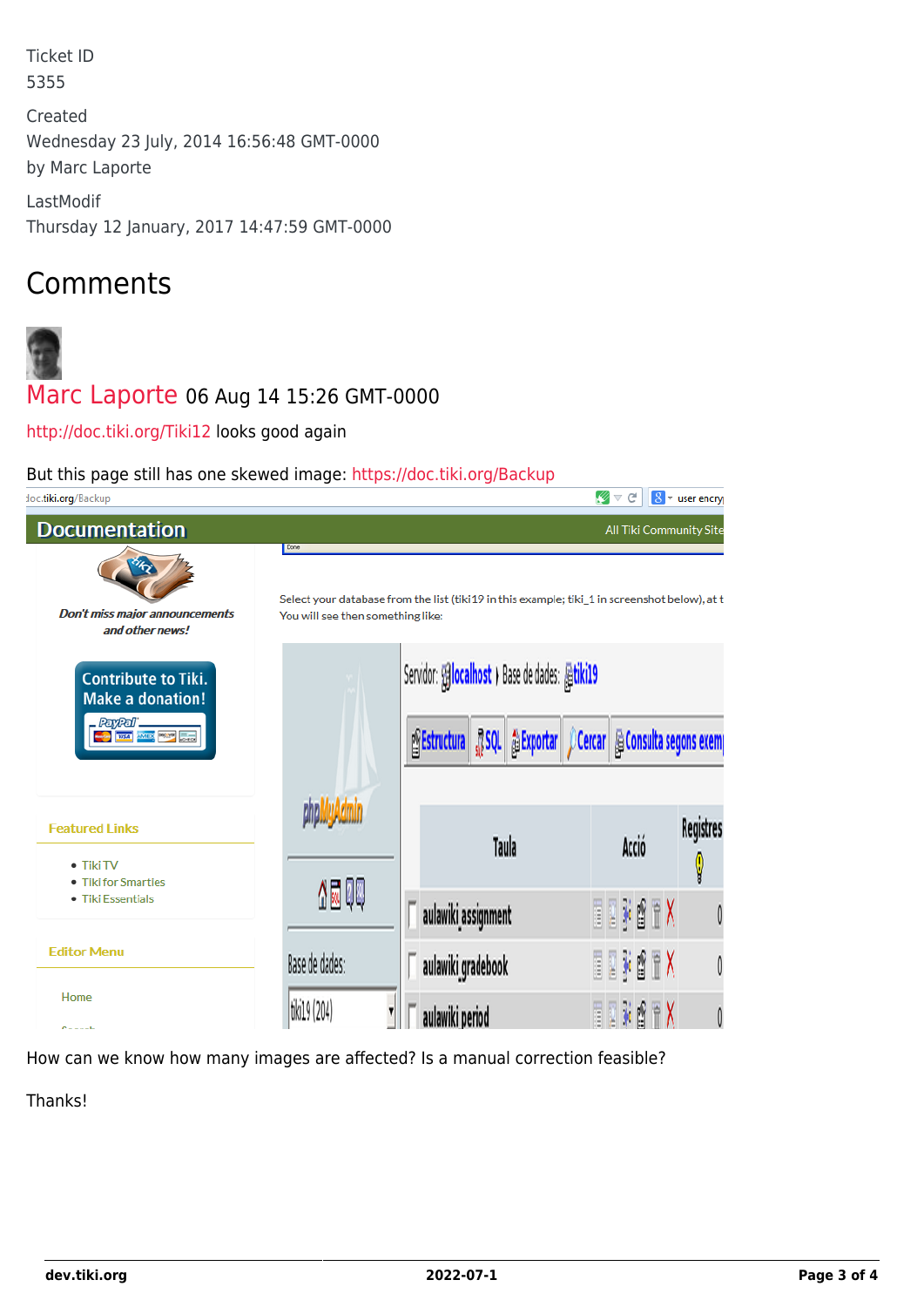Ticket ID
5355

Created
Wednesday 23 July, 2014 16:56:48 GMT-0000
by Marc Laporte

LastModif
Thursday 12 January, 2017 14:47:59 GMT-0000

# Comments

Marc Laporte 06 Aug 14 15:26 GMT-0000

http://doc.tiki.org/Tiki12 looks good again

But this page still has one skewed image: https://doc.tiki.org/Backup

How can we know how many images are affected? Is a manual correction feasible?

Thanks!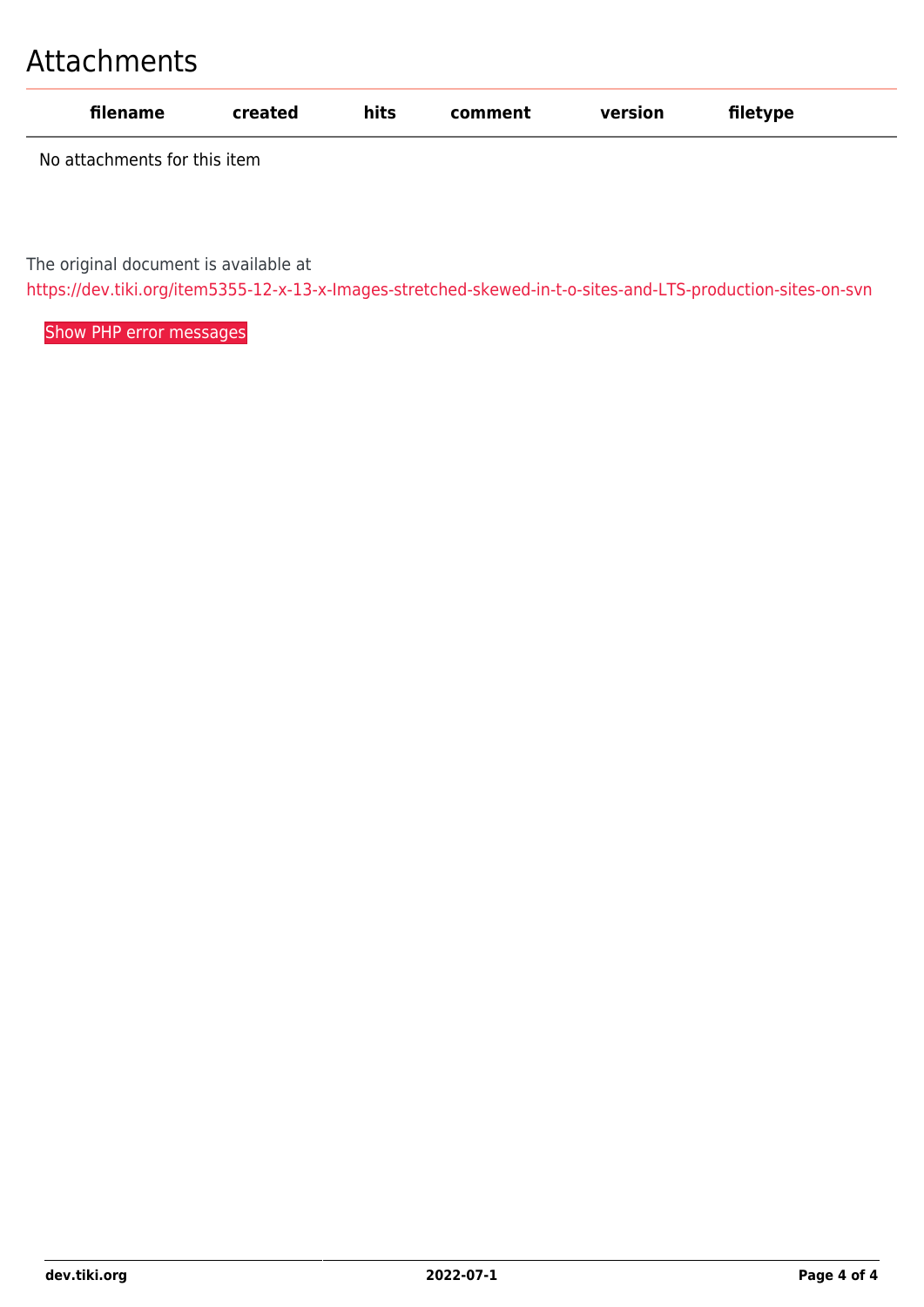# Attachments

| filename | created | hits | comment | version | filetype |
|---|---|---|---|---|---|
| No attachments for this item | | | | | |

The original document is available at
https://dev.tiki.org/item5355-12-x-13-x-Images-stretched-skewed-in-t-o-sites-and-LTS-production-sites-on-svn

Show PHP error messages